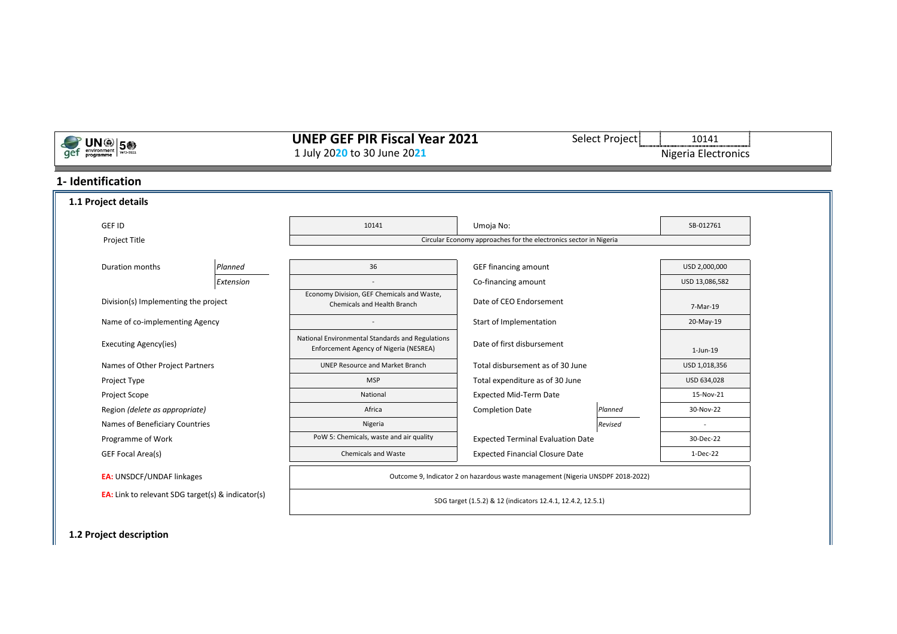# UNEP GEF PIR Fiscal Year 2021

1 July 2020 to 30 June 2021

Select Project: 10141 — Nigeria Electronics

## 1- Identification

### 1.1 Project details

| | | | | | |
|---|---|---|---|---|---|
| GEF ID | | 10141 | Umoja No: | | SB-012761 |
| Project Title | | Circular Economy approaches for the electronics sector in Nigeria | | | |
| Duration months | *Planned* | 36 | GEF financing amount | | USD 2,000,000 |
| | *Extension* | - | Co-financing amount | | USD 13,086,582 |
| Division(s) Implementing the project | | Economy Division, GEF Chemicals and Waste, Chemicals and Health Branch | Date of CEO Endorsement | | 7-Mar-19 |
| Name of co-implementing Agency | | - | Start of Implementation | | 20-May-19 |
| Executing Agency(ies) | | National Environmental Standards and Regulations Enforcement Agency of Nigeria (NESREA) | Date of first disbursement | | 1-Jun-19 |
| Names of Other Project Partners | | UNEP Resource and Market Branch | Total disbursement as of 30 June | | USD 1,018,356 |
| Project Type | | MSP | Total expenditure as of 30 June | | USD 634,028 |
| Project Scope | | National | Expected Mid-Term Date | | 15-Nov-21 |
| Region *(delete as appropriate)* | | Africa | Completion Date | *Planned* | 30-Nov-22 |
| Names of Beneficiary Countries | | Nigeria | | *Revised* | - |
| Programme of Work | | PoW 5: Chemicals, waste and air quality | Expected Terminal Evaluation Date | | 30-Dec-22 |
| GEF Focal Area(s) | | Chemicals and Waste | Expected Financial Closure Date | | 1-Dec-22 |
| **EA:** UNSDCF/UNDAF linkages | | Outcome 9, Indicator 2 on hazardous waste management (Nigeria UNSDPF 2018-2022) | | | |
| **EA:** Link to relevant SDG target(s) & indicator(s) | | SDG target (1.5.2) & 12 (indicators 12.4.1, 12.4.2, 12.5.1) | | | |

### 1.2 Project description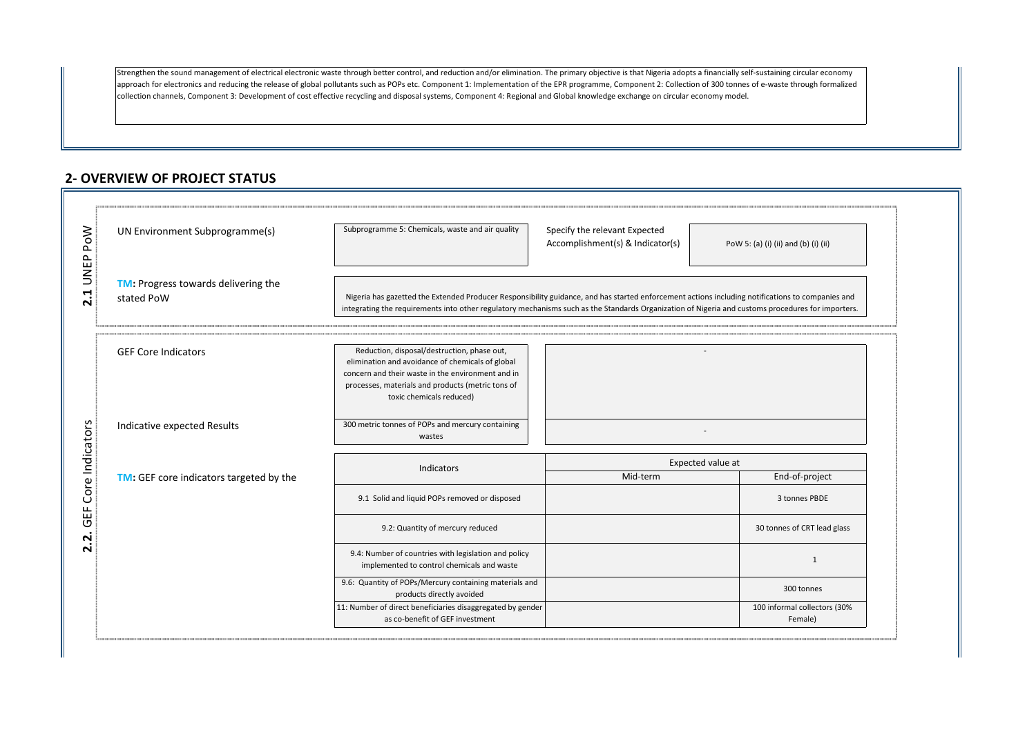Strengthen the sound management of electrical electronic waste through better control, and reduction and/or elimination. The primary objective is that Nigeria adopts a financially self-sustaining circular economy approach for electronics and reducing the release of global pollutants such as POPs etc. Component 1: Implementation of the EPR programme, Component 2: Collection of 300 tonnes of e-waste through formalized collection channels, Component 3: Development of cost effective recycling and disposal systems, Component 4: Regional and Global knowledge exchange on circular economy model.

## 2- OVERVIEW OF PROJECT STATUS

### 2.1 UNEP PoW

| | | | |
|---|---|---|---|
| UN Environment Subprogramme(s) | Subprogramme 5: Chemicals, waste and air quality | Specify the relevant Expected Accomplishment(s) & Indicator(s) | PoW 5: (a) (i) (ii) and (b) (i) (ii) |
| **TM:** Progress towards delivering the stated PoW | Nigeria has gazetted the Extended Producer Responsibility guidance, and has started enforcement actions including notifications to companies and integrating the requirements into other regulatory mechanisms such as the Standards Organization of Nigeria and customs procedures for importers. | | |

### 2.2. GEF Core Indicators

| | | |
|---|---|---|
| GEF Core Indicators | Reduction, disposal/destruction, phase out, elimination and avoidance of chemicals of global concern and their waste in the environment and in processes, materials and products (metric tons of toxic chemicals reduced) | - |
| Indicative expected Results | 300 metric tonnes of POPs and mercury containing wastes | - |

**TM:** GEF core indicators targeted by the

| Indicators | Expected value at | |
|---|---|---|
| | Mid-term | End-of-project |
| 9.1 Solid and liquid POPs removed or disposed | | 3 tonnes PBDE |
| 9.2: Quantity of mercury reduced | | 30 tonnes of CRT lead glass |
| 9.4: Number of countries with legislation and policy implemented to control chemicals and waste | | 1 |
| 9.6: Quantity of POPs/Mercury containing materials and products directly avoided | | 300 tonnes |
| 11: Number of direct beneficiaries disaggregated by gender as co-benefit of GEF investment | | 100 informal collectors (30% Female) |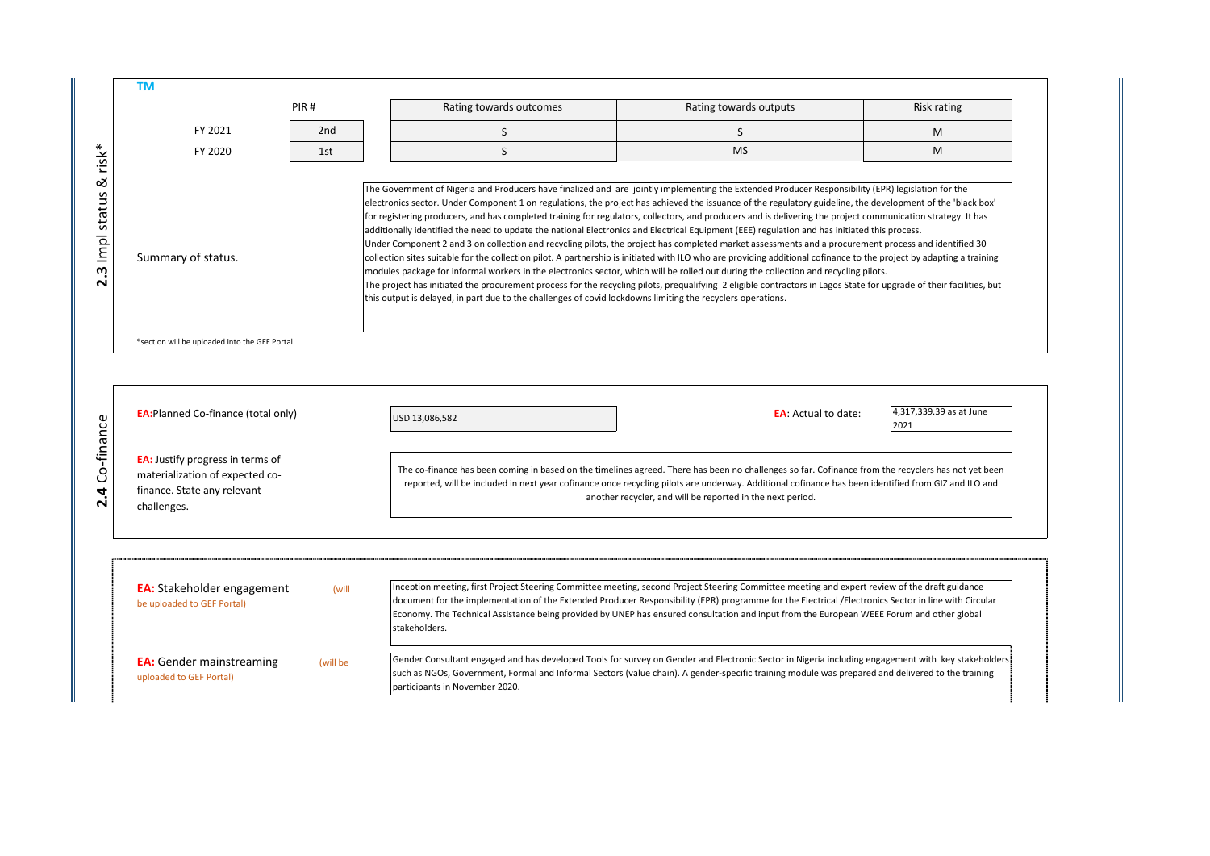## 2.3 Impl status & risk*

**TM**

| | PIR # | Rating towards outcomes | Rating towards outputs | Risk rating |
|---|---|---|---|---|
| FY 2021 | 2nd | S | S | M |
| FY 2020 | 1st | S | MS | M |

**Summary of status.**

The Government of Nigeria and Producers have finalized and are jointly implementing the Extended Producer Responsibility (EPR) legislation for the electronics sector. Under Component 1 on regulations, the project has achieved the issuance of the regulatory guideline, the development of the 'black box' for registering producers, and has completed training for regulators, collectors, and producers and is delivering the project communication strategy. It has additionally identified the need to update the national Electronics and Electrical Equipment (EEE) regulation and has initiated this process.
Under Component 2 and 3 on collection and recycling pilots, the project has completed market assessments and a procurement process and identified 30 collection sites suitable for the collection pilot. A partnership is initiated with ILO who are providing additional cofinance to the project by adapting a training modules package for informal workers in the electronics sector, which will be rolled out during the collection and recycling pilots.
The project has initiated the procurement process for the recycling pilots, prequalifying 2 eligible contractors in Lagos State for upgrade of their facilities, but this output is delayed, in part due to the challenges of covid lockdowns limiting the recyclers operations.

*section will be uploaded into the GEF Portal

## 2.4 Co-finance

**EA:** Planned Co-finance (total only): USD 13,086,582

**EA:** Actual to date: 4,317,339.39 as at June 2021

**EA:** Justify progress in terms of materialization of expected co-finance. State any relevant challenges.

The co-finance has been coming in based on the timelines agreed. There has been no challenges so far. Cofinance from the recyclers has not yet been reported, will be included in next year cofinance once recycling pilots are underway. Additional cofinance has been identified from GIZ and ILO and another recycler, and will be reported in the next period.

**EA:** Stakeholder engagement (will be uploaded to GEF Portal)

Inception meeting, first Project Steering Committee meeting, second Project Steering Committee meeting and expert review of the draft guidance document for the implementation of the Extended Producer Responsibility (EPR) programme for the Electrical /Electronics Sector in line with Circular Economy. The Technical Assistance being provided by UNEP has ensured consultation and input from the European WEEE Forum and other global stakeholders.

**EA:** Gender mainstreaming (will be uploaded to GEF Portal)

Gender Consultant engaged and has developed Tools for survey on Gender and Electronic Sector in Nigeria including engagement with key stakeholders such as NGOs, Government, Formal and Informal Sectors (value chain). A gender-specific training module was prepared and delivered to the training participants in November 2020.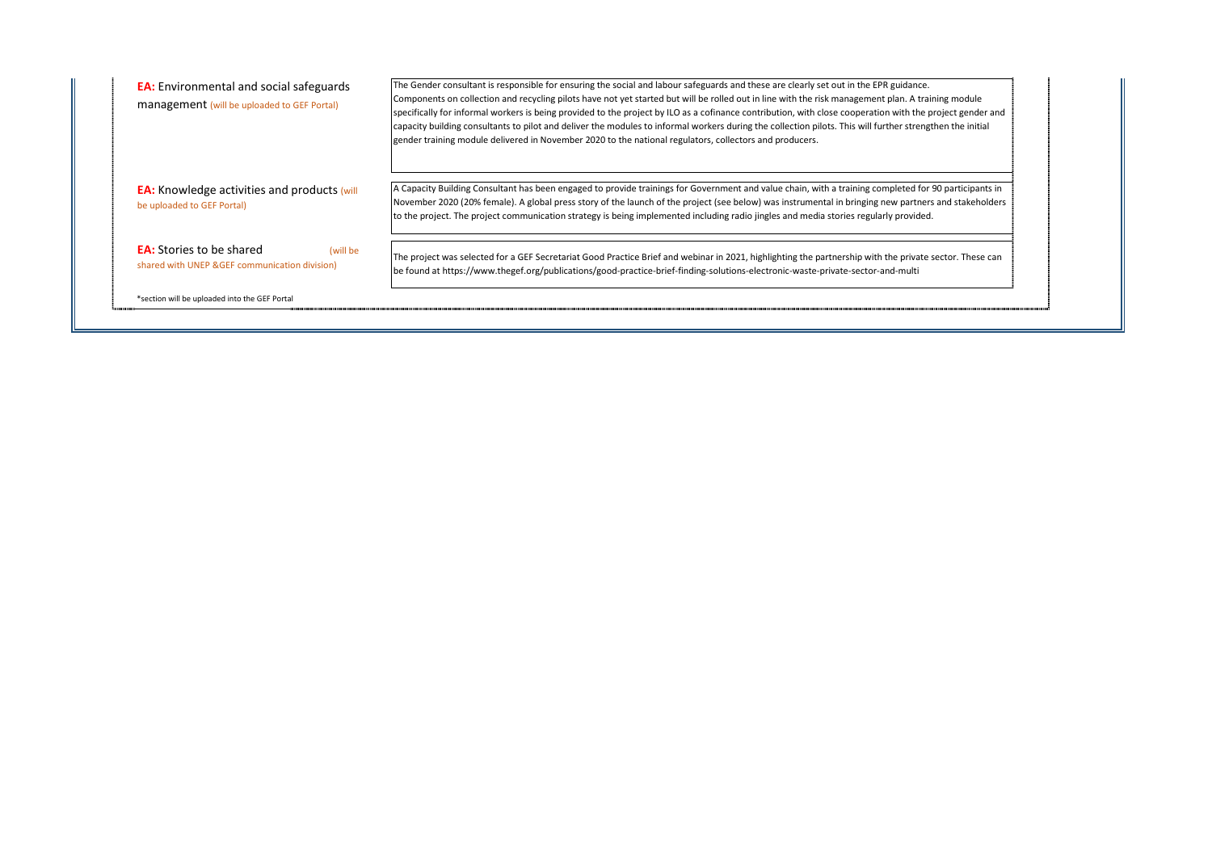| | |
|---|---|
| **EA:** Environmental and social safeguards management (will be uploaded to GEF Portal) | The Gender consultant is responsible for ensuring the social and labour safeguards and these are clearly set out in the EPR guidance. Components on collection and recycling pilots have not yet started but will be rolled out in line with the risk management plan. A training module specifically for informal workers is being provided to the project by ILO as a cofinance contribution, with close cooperation with the project gender and capacity building consultants to pilot and deliver the modules to informal workers during the collection pilots. This will further strengthen the initial gender training module delivered in November 2020 to the national regulators, collectors and producers. |
| **EA:** Knowledge activities and products (will be uploaded to GEF Portal) | A Capacity Building Consultant has been engaged to provide trainings for Government and value chain, with a training completed for 90 participants in November 2020 (20% female). A global press story of the launch of the project (see below) was instrumental in bringing new partners and stakeholders to the project. The project communication strategy is being implemented including radio jingles and media stories regularly provided. |
| **EA:** Stories to be shared (will be shared with UNEP &GEF communication division) | The project was selected for a GEF Secretariat Good Practice Brief and webinar in 2021, highlighting the partnership with the private sector. These can be found at https://www.thegef.org/publications/good-practice-brief-finding-solutions-electronic-waste-private-sector-and-multi |

*section will be uploaded into the GEF Portal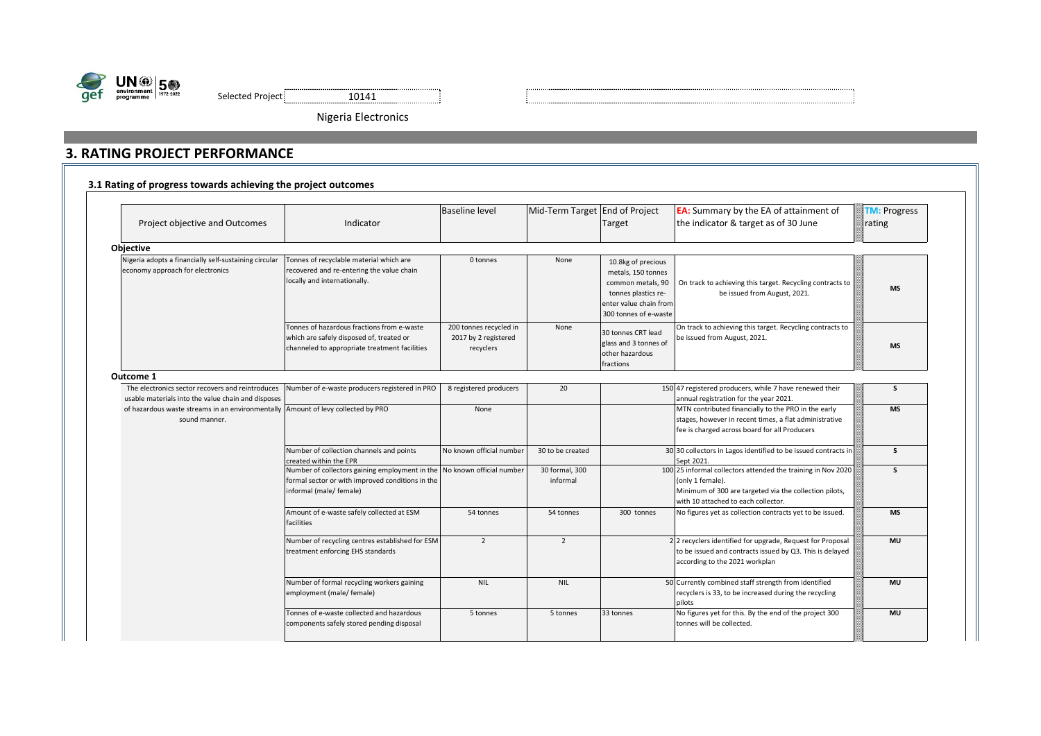Selected Project: 10141

Nigeria Electronics

## 3. RATING PROJECT PERFORMANCE

### 3.1 Rating of progress towards achieving the project outcomes

| Project objective and Outcomes | Indicator | Baseline level | Mid-Term Target | End of Project Target | EA: Summary by the EA of attainment of the indicator & target as of 30 June | TM: Progress rating |
|---|---|---|---|---|---|---|
| **Objective** | | | | | | |
| Nigeria adopts a financially self-sustaining circular economy approach for electronics | Tonnes of recyclable material which are recovered and re-entering the value chain locally and internationally. | 0 tonnes | None | 10.8kg of precious metals, 150 tonnes common metals, 90 tonnes plastics re-enter value chain from 300 tonnes of e-waste | On track to achieving this target. Recycling contracts to be issued from August, 2021. | MS |
| | Tonnes of hazardous fractions from e-waste which are safely disposed of, treated or channeled to appropriate treatment facilities | 200 tonnes recycled in 2017 by 2 registered recyclers | None | 30 tonnes CRT lead glass and 3 tonnes of other hazardous fractions | On track to achieving this target. Recycling contracts to be issued from August, 2021. | MS |
| **Outcome 1** | | | | | | |
| The electronics sector recovers and reintroduces usable materials into the value chain and disposes of hazardous waste streams in an environmentally sound manner. | Number of e-waste producers registered in PRO | 8 registered producers | 20 | 150 | 47 registered producers, while 7 have renewed their annual registration for the year 2021. | S |
| | Amount of levy collected by PRO | None | | | MTN contributed financially to the PRO in the early stages, however in recent times, a flat administrative fee is charged across board for all Producers | MS |
| | Number of collection channels and points created within the EPR | No known official number | 30 to be created | 30 | 30 collectors in Lagos identified to be issued contracts in Sept 2021. | S |
| | Number of collectors gaining employment in the formal sector or with improved conditions in the informal (male/ female) | No known official number | 30 formal, 300 informal | 100 | 25 informal collectors attended the training in Nov 2020 (only 1 female).<br>Minimum of 300 are targeted via the collection pilots, with 10 attached to each collector. | S |
| | Amount of e-waste safely collected at ESM facilities | 54 tonnes | 54 tonnes | 300 tonnes | No figures yet as collection contracts yet to be issued. | MS |
| | Number of recycling centres established for ESM treatment enforcing EHS standards | 2 | 2 | 2 | 2 recyclers identified for upgrade, Request for Proposal to be issued and contracts issued by Q3. This is delayed according to the 2021 workplan | MU |
| | Number of formal recycling workers gaining employment (male/ female) | NIL | NIL | 50 | Currently combined staff strength from identified recyclers is 33, to be increased during the recycling pilots | MU |
| | Tonnes of e-waste collected and hazardous components safely stored pending disposal | 5 tonnes | 5 tonnes | 33 tonnes | No figures yet for this. By the end of the project 300 tonnes will be collected. | MU |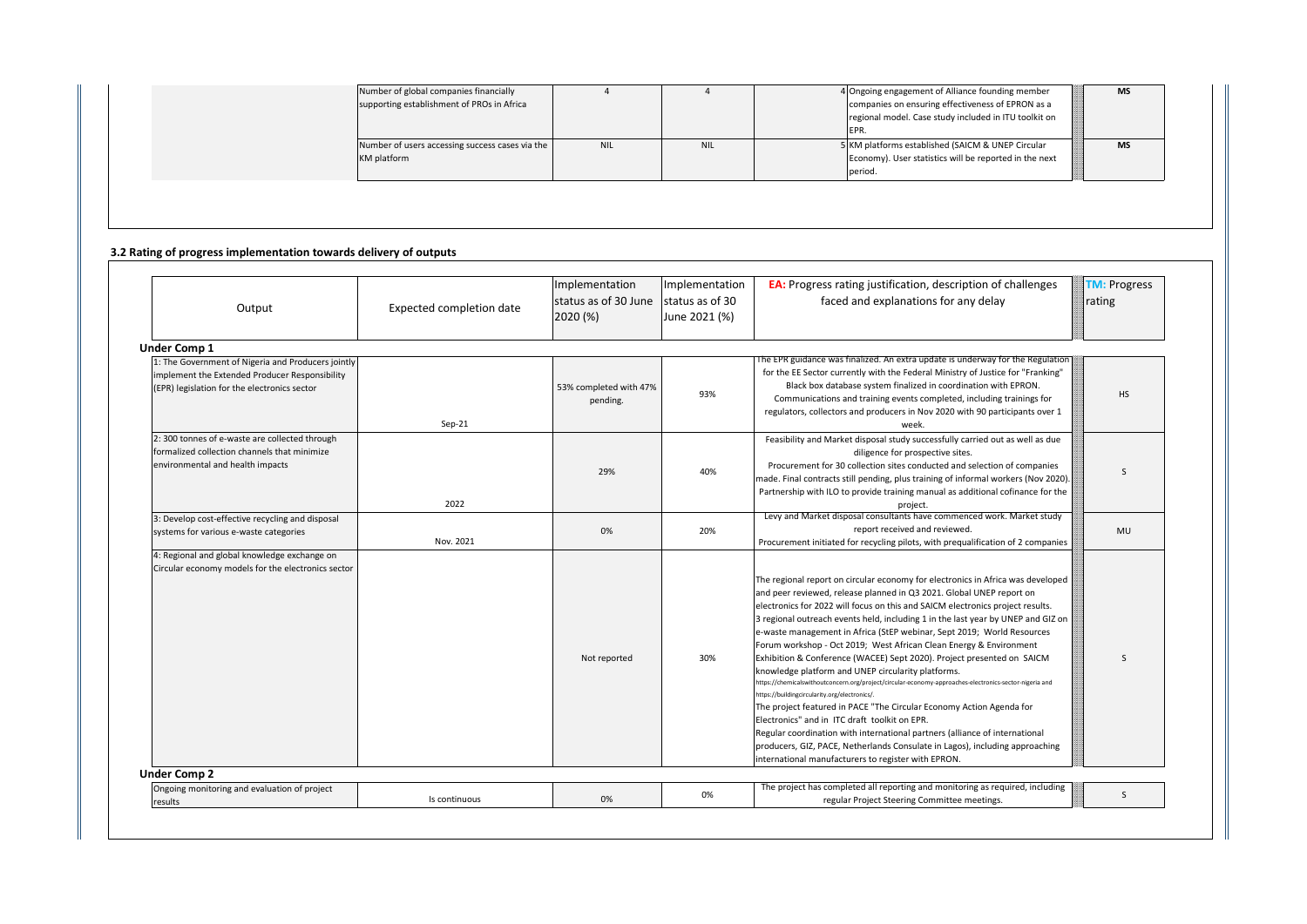| | | | | | |
|---|---|---|---|---|---|
| Number of global companies financially supporting establishment of PROs in Africa | 4 | 4 | | 4 Ongoing engagement of Alliance founding member companies on ensuring effectiveness of EPRON as a regional model. Case study included in ITU toolkit on EPR. | MS |
| Number of users accessing success cases via the KM platform | NIL | NIL | | 5 KM platforms established (SAICM & UNEP Circular Economy). User statistics will be reported in the next period. | MS |

### 3.2 Rating of progress implementation towards delivery of outputs

| Output | Expected completion date | Implementation status as of 30 June 2020 (%) | Implementation status as of 30 June 2021 (%) | **EA:** Progress rating justification, description of challenges faced and explanations for any delay | **TM:** Progress rating |
|---|---|---|---|---|---|
| **Under Comp 1** | | | | | |
| 1: The Government of Nigeria and Producers jointly implement the Extended Producer Responsibility (EPR) legislation for the electronics sector | Sep-21 | 53% completed with 47% pending. | 93% | The EPR guidance was finalized. An extra update is underway for the Regulation for the EE Sector currently with the Federal Ministry of Justice for "Franking" Black box database system finalized in coordination with EPRON. Communications and training events completed, including trainings for regulators, collectors and producers in Nov 2020 with 90 participants over 1 week. | HS |
| 2: 300 tonnes of e-waste are collected through formalized collection channels that minimize environmental and health impacts | 2022 | 29% | 40% | Feasibility and Market disposal study successfully carried out as well as due diligence for prospective sites. Procurement for 30 collection sites conducted and selection of companies made. Final contracts still pending, plus training of informal workers (Nov 2020). Partnership with ILO to provide training manual as additional cofinance for the project. | S |
| 3: Develop cost-effective recycling and disposal systems for various e-waste categories | Nov. 2021 | 0% | 20% | Levy and Market disposal consultants have commenced work. Market study report received and reviewed. Procurement initiated for recycling pilots, with prequalification of 2 companies | MU |
| 4: Regional and global knowledge exchange on Circular economy models for the electronics sector | | Not reported | 30% | The regional report on circular economy for electronics in Africa was developed and peer reviewed, release planned in Q3 2021. Global UNEP report on electronics for 2022 will focus on this and SAICM electronics project results. 3 regional outreach events held, including 1 in the last year by UNEP and GIZ on e-waste management in Africa (StEP webinar, Sept 2019; World Resources Forum workshop - Oct 2019; West African Clean Energy & Environment Exhibition & Conference (WACEE) Sept 2020). Project presented on SAICM knowledge platform and UNEP circularity platforms. https://chemicalswithoutconcern.org/project/circular-economy-approaches-electronics-sector-nigeria and https://buildingcircularity.org/electronics/. The project featured in PACE "The Circular Economy Action Agenda for Electronics" and in ITC draft toolkit on EPR. Regular coordination with international partners (alliance of international producers, GIZ, PACE, Netherlands Consulate in Lagos), including approaching international manufacturers to register with EPRON. | S |
| **Under Comp 2** | | | | | |
| Ongoing monitoring and evaluation of project results | Is continuous | 0% | 0% | The project has completed all reporting and monitoring as required, including regular Project Steering Committee meetings. | S |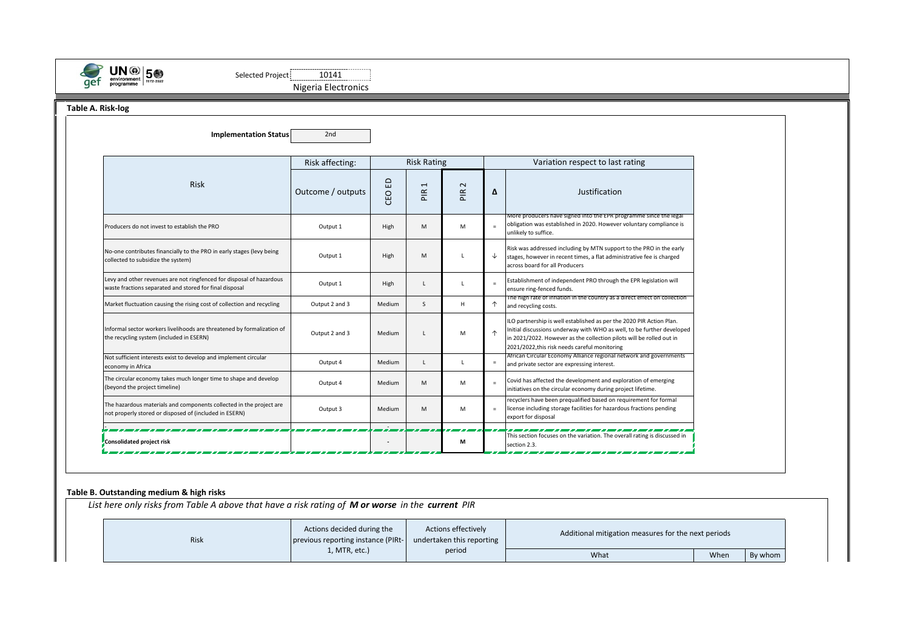Selected Project: 10141

Nigeria Electronics

**Table A. Risk-log**

**Implementation Status** 2nd

| Risk | Risk affecting: | Risk Rating | | | Variation respect to last rating | |
|---|---|---|---|---|---|---|
| | Outcome / outputs | CEO ED | PIR 1 | PIR 2 | Δ | Justification |
| Producers do not invest to establish the PRO | Output 1 | High | M | M | = | More producers have signed into the EPR programme since the legal obligation was established in 2020. However voluntary compliance is unlikely to suffice. |
| No-one contributes financially to the PRO in early stages (levy being collected to subsidize the system) | Output 1 | High | M | L | ↓ | Risk was addressed including by MTN support to the PRO in the early stages, however in recent times, a flat administrative fee is charged across board for all Producers |
| Levy and other revenues are not ringfenced for disposal of hazardous waste fractions separated and stored for final disposal | Output 1 | High | L | L | = | Establishment of independent PRO through the EPR legislation will ensure ring-fenced funds. |
| Market fluctuation causing the rising cost of collection and recycling | Output 2 and 3 | Medium | S | H | ↑ | The high rate of inflation in the country as a direct effect on collection and recycling costs. |
| Informal sector workers livelihoods are threatened by formalization of the recycling system (included in ESERN) | Output 2 and 3 | Medium | L | M | ↑ | ILO partnership is well established as per the 2020 PIR Action Plan. Initial discussions underway with WHO as well, to be further developed in 2021/2022. However as the collection pilots will be rolled out in 2021/2022,this risk needs careful monitoring |
| Not sufficient interests exist to develop and implement circular economy in Africa | Output 4 | Medium | L | L | = | African Circular Economy Alliance regional network and governments and private sector are expressing interest. |
| The circular economy takes much longer time to shape and develop (beyond the project timeline) | Output 4 | Medium | M | M | = | Covid has affected the development and exploration of emerging initiatives on the circular economy during project lifetime. |
| The hazardous materials and components collected in the project are not properly stored or disposed of (included in ESERN) | Output 3 | Medium | M | M | = | recyclers have been prequalified based on requirement for formal license including storage facilities for hazardous fractions pending export for disposal |
| **Consolidated project risk** | | - | | **M** | | This section focuses on the variation. The overall rating is discussed in section 2.3. |

**Table B. Outstanding medium & high risks**

*List here only risks from Table A above that have a risk rating of* ***M or worse*** *in the* ***current*** *PIR*

| Risk | Actions decided during the previous reporting instance (PIRt-1, MTR, etc.) | Actions effectively undertaken this reporting period | Additional mitigation measures for the next periods | | |
|---|---|---|---|---|---|
| | | | What | When | By whom |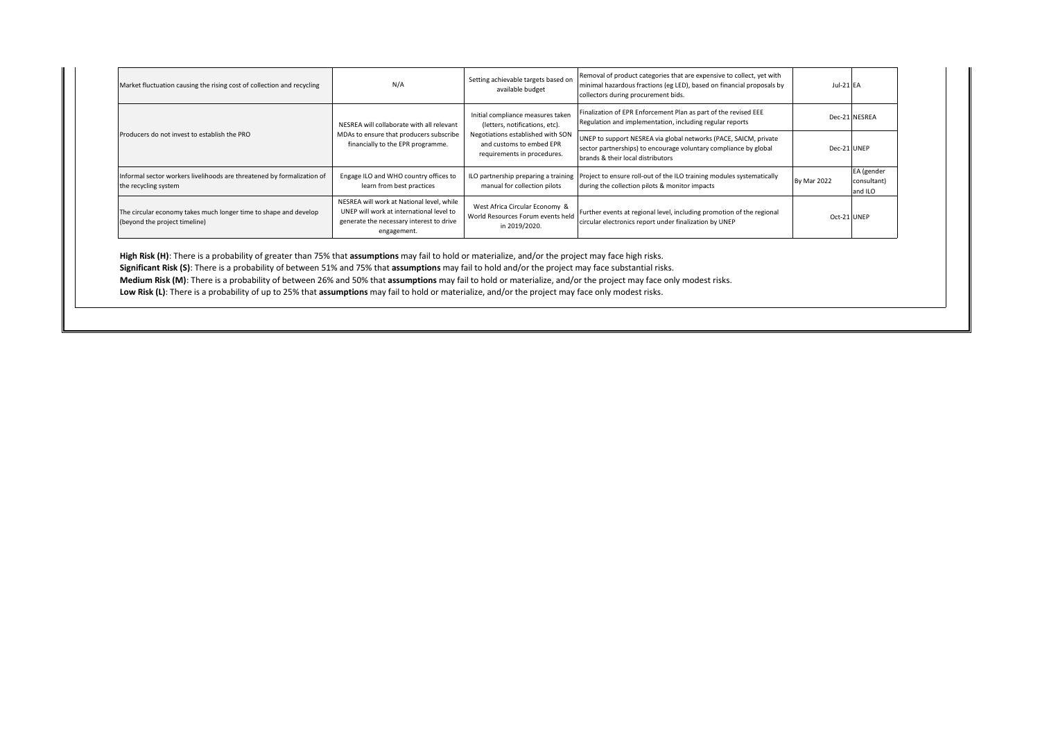| | | | | | |
|---|---|---|---|---|---|
| Market fluctuation causing the rising cost of collection and recycling | N/A | Setting achievable targets based on available budget | Removal of product categories that are expensive to collect, yet with minimal hazardous fractions (eg LED), based on financial proposals by collectors during procurement bids. | Jul-21 | EA |
| Producers do not invest to establish the PRO | NESREA will collaborate with all relevant MDAs to ensure that producers subscribe financially to the EPR programme. | Initial compliance measures taken (letters, notifications, etc). Negotiations established with SON and customs to embed EPR requirements in procedures. | Finalization of EPR Enforcement Plan as part of the revised EEE Regulation and implementation, including regular reports | Dec-21 | NESREA |
| | | | UNEP to support NESREA via global networks (PACE, SAICM, private sector partnerships) to encourage voluntary compliance by global brands & their local distributors | Dec-21 | UNEP |
| Informal sector workers livelihoods are threatened by formalization of the recycling system | Engage ILO and WHO country offices to learn from best practices | ILO partnership preparing a training manual for collection pilots | Project to ensure roll-out of the ILO training modules systematically during the collection pilots & monitor impacts | By Mar 2022 | EA (gender consultant) and ILO |
| The circular economy takes much longer time to shape and develop (beyond the project timeline) | NESREA will work at National level, while UNEP will work at international level to generate the necessary interest to drive engagement. | West Africa Circular Economy & World Resources Forum events held in 2019/2020. | Further events at regional level, including promotion of the regional circular electronics report under finalization by UNEP | Oct-21 | UNEP |

**High Risk (H)**: There is a probability of greater than 75% that **assumptions** may fail to hold or materialize, and/or the project may face high risks.

**Significant Risk (S)**: There is a probability of between 51% and 75% that **assumptions** may fail to hold and/or the project may face substantial risks.

**Medium Risk (M)**: There is a probability of between 26% and 50% that **assumptions** may fail to hold or materialize, and/or the project may face only modest risks.

**Low Risk (L)**: There is a probability of up to 25% that **assumptions** may fail to hold or materialize, and/or the project may face only modest risks.